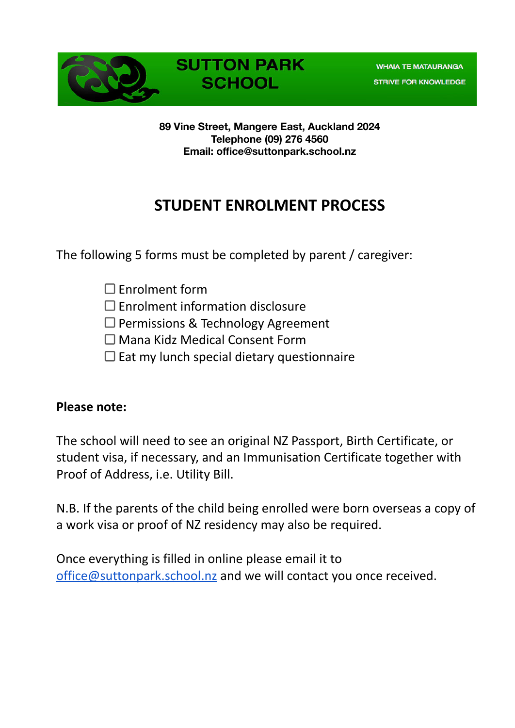**SUTTON PARK SCHOOL**

WHAIA TE MATAURANGA
STRIVE FOR KNOWLEDGE

**89 Vine Street, Mangere East, Auckland 2024**
**Telephone (09) 276 4560**
**Email: office@suttonpark.school.nz**

# STUDENT ENROLMENT PROCESS

The following 5 forms must be completed by parent / caregiver:

- ☐ Enrolment form
- ☐ Enrolment information disclosure
- ☐ Permissions & Technology Agreement
- ☐ Mana Kidz Medical Consent Form
- ☐ Eat my lunch special dietary questionnaire

**Please note:**

The school will need to see an original NZ Passport, Birth Certificate, or student visa, if necessary, and an Immunisation Certificate together with Proof of Address, i.e. Utility Bill.

N.B. If the parents of the child being enrolled were born overseas a copy of a work visa or proof of NZ residency may also be required.

Once everything is filled in online please email it to office@suttonpark.school.nz and we will contact you once received.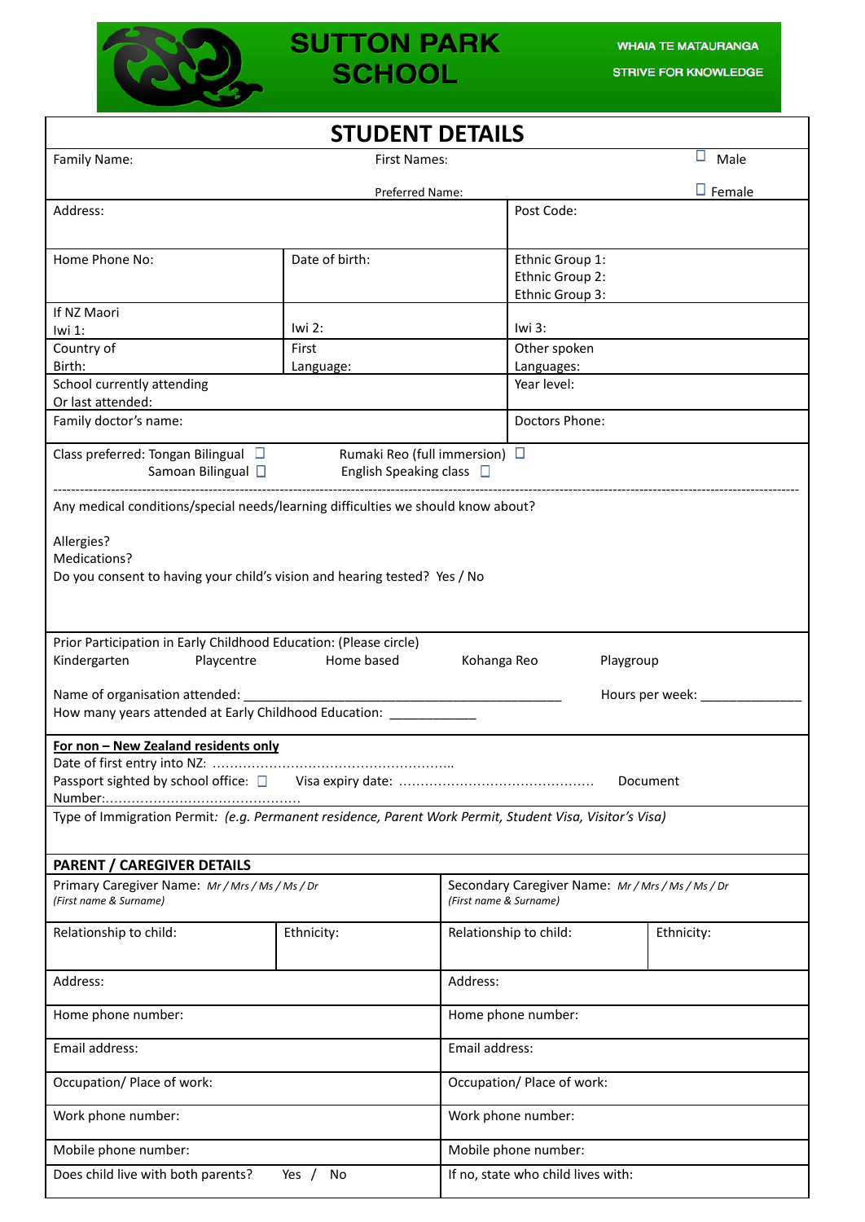# SUTTON PARK SCHOOL

WHAIA TE MATAURANGA

STRIVE FOR KNOWLEDGE

## STUDENT DETAILS

| | | |
|---|---|---|
| Family Name: | First Names: Preferred Name: | ☐ Male ☐ Female |
| Address: | | Post Code: |
| Home Phone No: | Date of birth: | Ethnic Group 1: Ethnic Group 2: Ethnic Group 3: |
| If NZ Maori Iwi 1: | Iwi 2: | Iwi 3: |
| Country of Birth: | First Language: | Other spoken Languages: |
| School currently attending Or last attended: | | Year level: |
| Family doctor's name: | | Doctors Phone: |

Class preferred: Tongan Bilingual ☐ Rumaki Reo (full immersion) ☐
Samoan Bilingual ☐ English Speaking class ☐

---

Any medical conditions/special needs/learning difficulties we should know about?

Allergies?
Medications?
Do you consent to having your child's vision and hearing tested? Yes / No

Prior Participation in Early Childhood Education: (Please circle)
Kindergarten Playcentre Home based Kohanga Reo Playgroup

Name of organisation attended: _____________________________________________ Hours per week: ______________
How many years attended at Early Childhood Education: ____________

**For non – New Zealand residents only**
Date of first entry into NZ: ……………………………………………………..
Passport sighted by school office: ☐ Visa expiry date: ………………………………………… Document Number:……………………………………….
Type of Immigration Permit: *(e.g. Permanent residence, Parent Work Permit, Student Visa, Visitor's Visa)*

## PARENT / CAREGIVER DETAILS

| | | | |
|---|---|---|---|
| Primary Caregiver Name: *Mr / Mrs / Ms / Ms / Dr* *(First name & Surname)* | | Secondary Caregiver Name: *Mr / Mrs / Ms / Ms / Dr* *(First name & Surname)* | |
| Relationship to child: | Ethnicity: | Relationship to child: | Ethnicity: |
| Address: | | Address: | |
| Home phone number: | | Home phone number: | |
| Email address: | | Email address: | |
| Occupation/ Place of work: | | Occupation/ Place of work: | |
| Work phone number: | | Work phone number: | |
| Mobile phone number: | | Mobile phone number: | |
| Does child live with both parents? Yes / No | | If no, state who child lives with: | |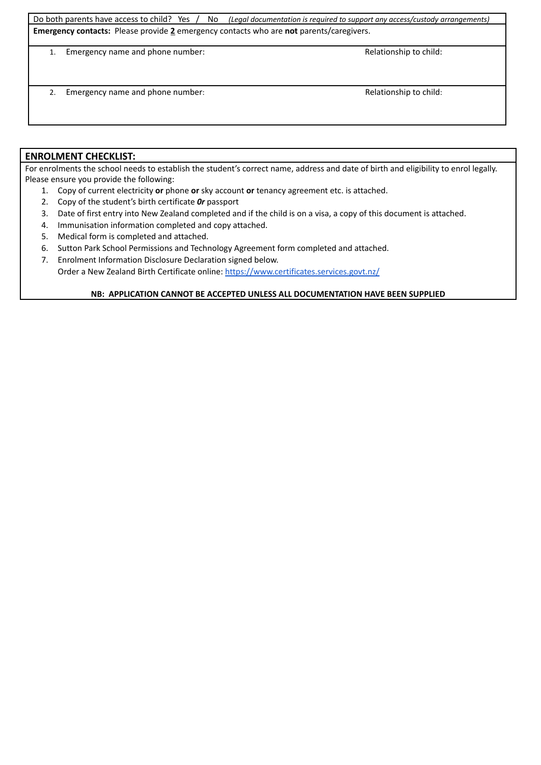Do both parents have access to child? Yes / No *(Legal documentation is required to support any access/custody arrangements)*

**Emergency contacts:** Please provide **2** emergency contacts who are **not** parents/caregivers.

| | |
|---|---|
| 1. Emergency name and phone number: | Relationship to child: |
| 2. Emergency name and phone number: | Relationship to child: |

## ENROLMENT CHECKLIST:

For enrolments the school needs to establish the student's correct name, address and date of birth and eligibility to enrol legally. Please ensure you provide the following:

1. Copy of current electricity **or** phone **or** sky account **or** tenancy agreement etc. is attached.
2. Copy of the student's birth certificate ***Or*** passport
3. Date of first entry into New Zealand completed and if the child is on a visa, a copy of this document is attached.
4. Immunisation information completed and copy attached.
5. Medical form is completed and attached.
6. Sutton Park School Permissions and Technology Agreement form completed and attached.
7. Enrolment Information Disclosure Declaration signed below.
   Order a New Zealand Birth Certificate online: https://www.certificates.services.govt.nz/

**NB: APPLICATION CANNOT BE ACCEPTED UNLESS ALL DOCUMENTATION HAVE BEEN SUPPLIED**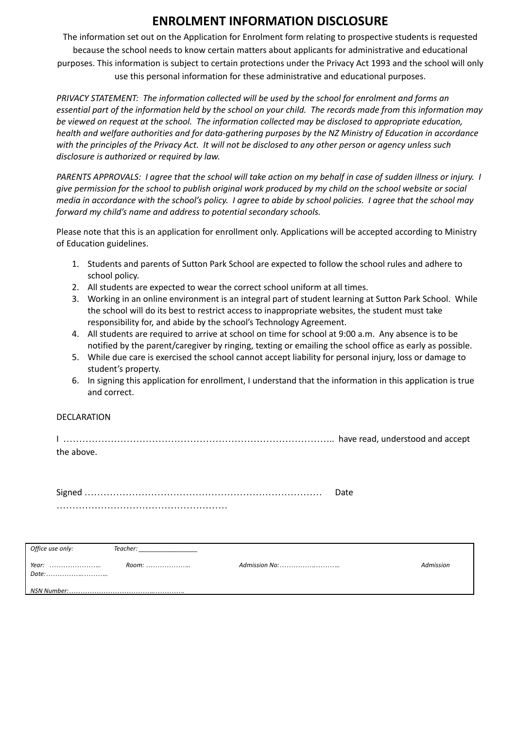# ENROLMENT INFORMATION DISCLOSURE

The information set out on the Application for Enrolment form relating to prospective students is requested because the school needs to know certain matters about applicants for administrative and educational purposes. This information is subject to certain protections under the Privacy Act 1993 and the school will only use this personal information for these administrative and educational purposes.

*PRIVACY STATEMENT: The information collected will be used by the school for enrolment and forms an essential part of the information held by the school on your child. The records made from this information may be viewed on request at the school. The information collected may be disclosed to appropriate education, health and welfare authorities and for data-gathering purposes by the NZ Ministry of Education in accordance with the principles of the Privacy Act. It will not be disclosed to any other person or agency unless such disclosure is authorized or required by law.*

*PARENTS APPROVALS: I agree that the school will take action on my behalf in case of sudden illness or injury. I give permission for the school to publish original work produced by my child on the school website or social media in accordance with the school's policy. I agree to abide by school policies. I agree that the school may forward my child's name and address to potential secondary schools.*

Please note that this is an application for enrollment only. Applications will be accepted according to Ministry of Education guidelines.

1. Students and parents of Sutton Park School are expected to follow the school rules and adhere to school policy.
2. All students are expected to wear the correct school uniform at all times.
3. Working in an online environment is an integral part of student learning at Sutton Park School. While the school will do its best to restrict access to inappropriate websites, the student must take responsibility for, and abide by the school's Technology Agreement.
4. All students are required to arrive at school on time for school at 9:00 a.m. Any absence is to be notified by the parent/caregiver by ringing, texting or emailing the school office as early as possible.
5. While due care is exercised the school cannot accept liability for personal injury, loss or damage to student's property.
6. In signing this application for enrollment, I understand that the information in this application is true and correct.

DECLARATION

I ………………………………………………………………………………. have read, understood and accept the above.

Signed …………………………………………………………………… Date ………………………………………………

| | | | |
|---|---|---|---|
| *Office use only:* | *Teacher: ________________* | | |
| *Year: …………………..* | *Room: ………………..* | *Admission No:………………………..* | *Admission Date:……………..………..* |
| *NSN Number:……………………………..…………..* | | | |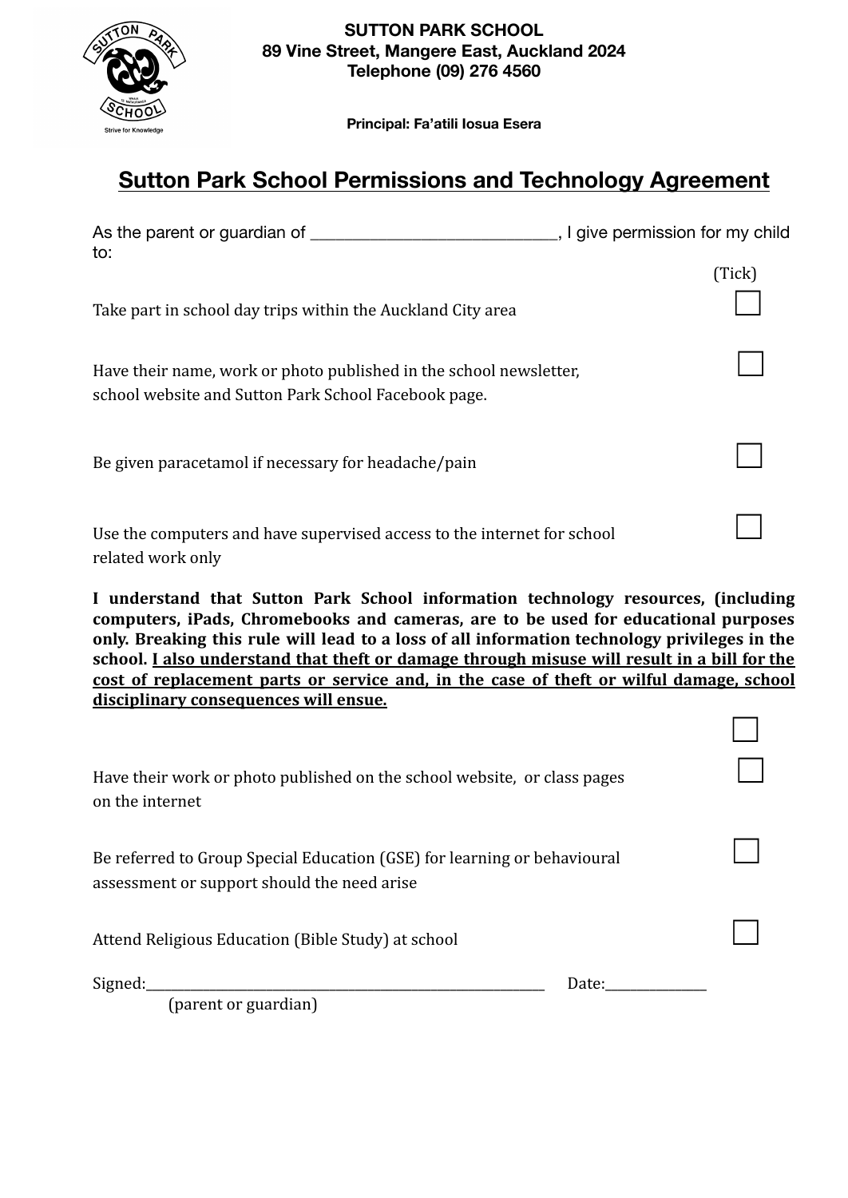**SUTTON PARK SCHOOL**
**89 Vine Street, Mangere East, Auckland 2024**
**Telephone (09) 276 4560**

**Principal: Fa'atili Iosua Esera**

# Sutton Park School Permissions and Technology Agreement

As the parent or guardian of ______________________________, I give permission for my child to:

(Tick)

Take part in school day trips within the Auckland City area ☐

Have their name, work or photo published in the school newsletter, school website and Sutton Park School Facebook page. ☐

Be given paracetamol if necessary for headache/pain ☐

Use the computers and have supervised access to the internet for school related work only ☐

**I understand that Sutton Park School information technology resources, (including computers, iPads, Chromebooks and cameras, are to be used for educational purposes only. Breaking this rule will lead to a loss of all information technology privileges in the school. <u>I also understand that theft or damage through misuse will result in a bill for the cost of replacement parts or service and, in the case of theft or wilful damage, school disciplinary consequences will ensue.</u>**

☐

Have their work or photo published on the school website, or class pages on the internet ☐

Be referred to Group Special Education (GSE) for learning or behavioural assessment or support should the need arise ☐

Attend Religious Education (Bible Study) at school ☐

Signed:______________________________ Date:______________
(parent or guardian)